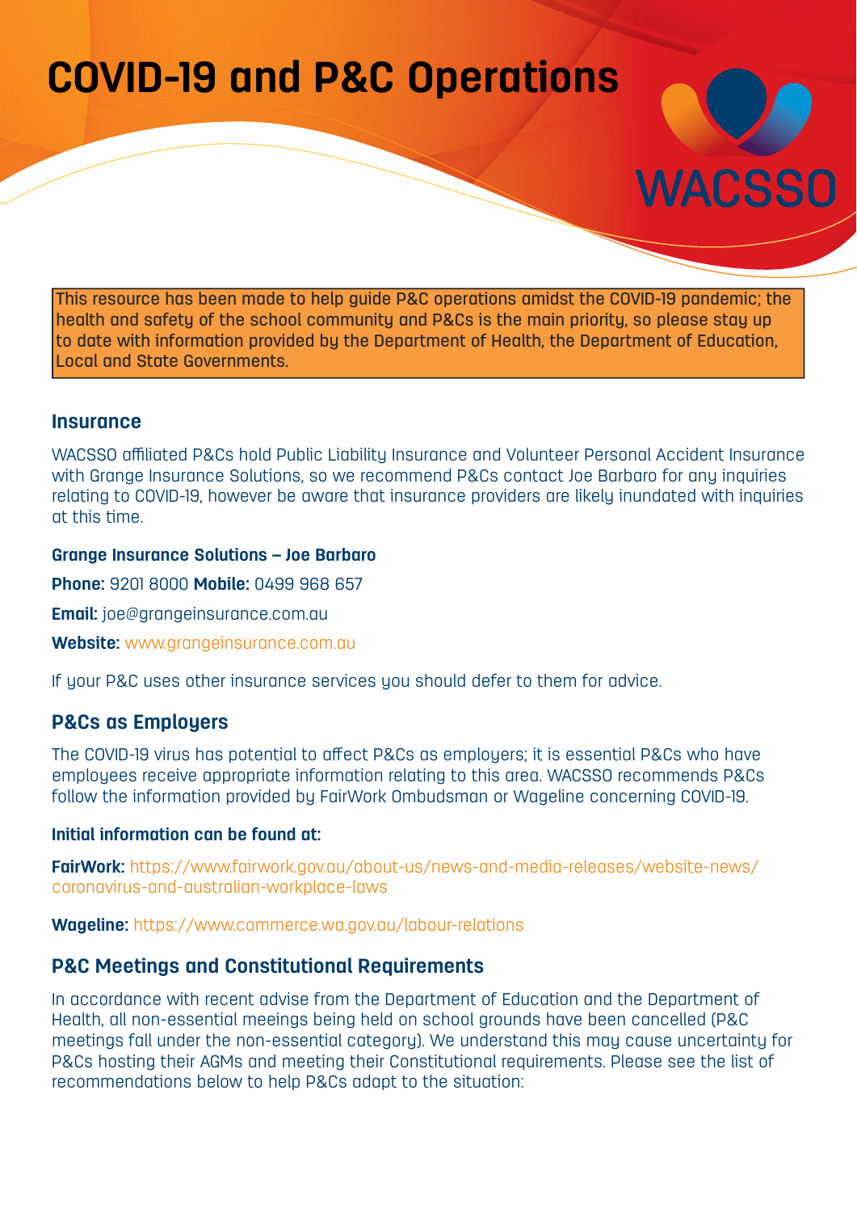# COVID-19 and P&C Operations

WACSSO

This resource has been made to help guide P&C operations amidst the COVID-19 pandemic; the health and safety of the school community and P&Cs is the main priority, so please stay up to date with information provided by the Department of Health, the Department of Education, Local and State Governments.

## Insurance

WACSSO affiliated P&Cs hold Public Liability Insurance and Volunteer Personal Accident Insurance with Grange Insurance Solutions, so we recommend P&Cs contact Joe Barbaro for any inquiries relating to COVID-19, however be aware that insurance providers are likely inundated with inquiries at this time.

**Grange Insurance Solutions – Joe Barbaro**

**Phone:** 9201 8000 **Mobile:** 0499 968 657

**Email:** joe@grangeinsurance.com.au

**Website:** www.grangeinsurance.com.au

If your P&C uses other insurance services you should defer to them for advice.

## P&Cs as Employers

The COVID-19 virus has potential to affect P&Cs as employers; it is essential P&Cs who have employees receive appropriate information relating to this area. WACSSO recommends P&Cs follow the information provided by FairWork Ombudsman or Wageline concerning COVID-19.

**Initial information can be found at:**

**FairWork:** https://www.fairwork.gov.au/about-us/news-and-media-releases/website-news/coronavirus-and-australian-workplace-laws

**Wageline:** https://www.commerce.wa.gov.au/labour-relations

## P&C Meetings and Constitutional Requirements

In accordance with recent advise from the Department of Education and the Department of Health, all non-essential meeings being held on school grounds have been cancelled (P&C meetings fall under the non-essential category). We understand this may cause uncertainty for P&Cs hosting their AGMs and meeting their Constitutional requirements. Please see the list of recommendations below to help P&Cs adapt to the situation: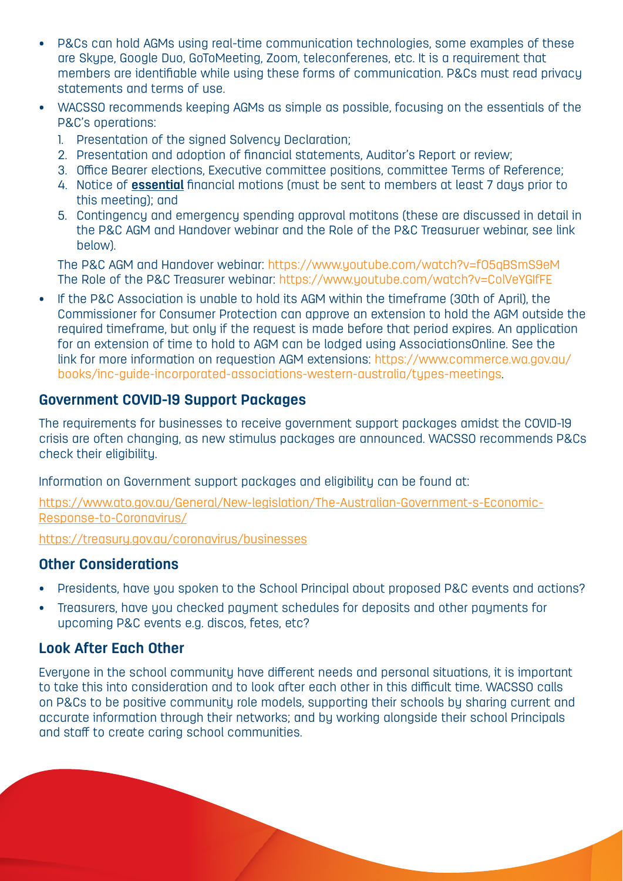- P&Cs can hold AGMs using real-time communication technologies, some examples of these are Skype, Google Duo, GoToMeeting, Zoom, teleconferenes, etc. It is a requirement that members are identifiable while using these forms of communication. P&Cs must read privacy statements and terms of use.
- WACSSO recommends keeping AGMs as simple as possible, focusing on the essentials of the P&C's operations:
  1. Presentation of the signed Solvency Declaration;
  2. Presentation and adoption of financial statements, Auditor's Report or review;
  3. Office Bearer elections, Executive committee positions, committee Terms of Reference;
  4. Notice of **essential** financial motions (must be sent to members at least 7 days prior to this meeting); and
  5. Contingency and emergency spending approval motitons (these are discussed in detail in the P&C AGM and Handover webinar and the Role of the P&C Treasuruer webinar, see link below).

  The P&C AGM and Handover webinar: https://www.youtube.com/watch?v=fO5qBSmS9eM
  The Role of the P&C Treasurer webinar: https://www.youtube.com/watch?v=ColVeYGIfFE
- If the P&C Association is unable to hold its AGM within the timeframe (30th of April), the Commissioner for Consumer Protection can approve an extension to hold the AGM outside the required timeframe, but only if the request is made before that period expires. An application for an extension of time to hold to AGM can be lodged using AssociationsOnline. See the link for more information on requestion AGM extensions: https://www.commerce.wa.gov.au/books/inc-guide-incorporated-associations-western-australia/types-meetings.

## Government COVID-19 Support Packages

The requirements for businesses to receive government support packages amidst the COVID-19 crisis are often changing, as new stimulus packages are announced. WACSSO recommends P&Cs check their eligibility.

Information on Government support packages and eligibility can be found at:

https://www.ato.gov.au/General/New-legislation/The-Australian-Government-s-Economic-Response-to-Coronavirus/

https://treasury.gov.au/coronavirus/businesses

## Other Considerations

- Presidents, have you spoken to the School Principal about proposed P&C events and actions?
- Treasurers, have you checked payment schedules for deposits and other payments for upcoming P&C events e.g. discos, fetes, etc?

## Look After Each Other

Everyone in the school community have different needs and personal situations, it is important to take this into consideration and to look after each other in this difficult time. WACSSO calls on P&Cs to be positive community role models, supporting their schools by sharing current and accurate information through their networks; and by working alongside their school Principals and staff to create caring school communities.